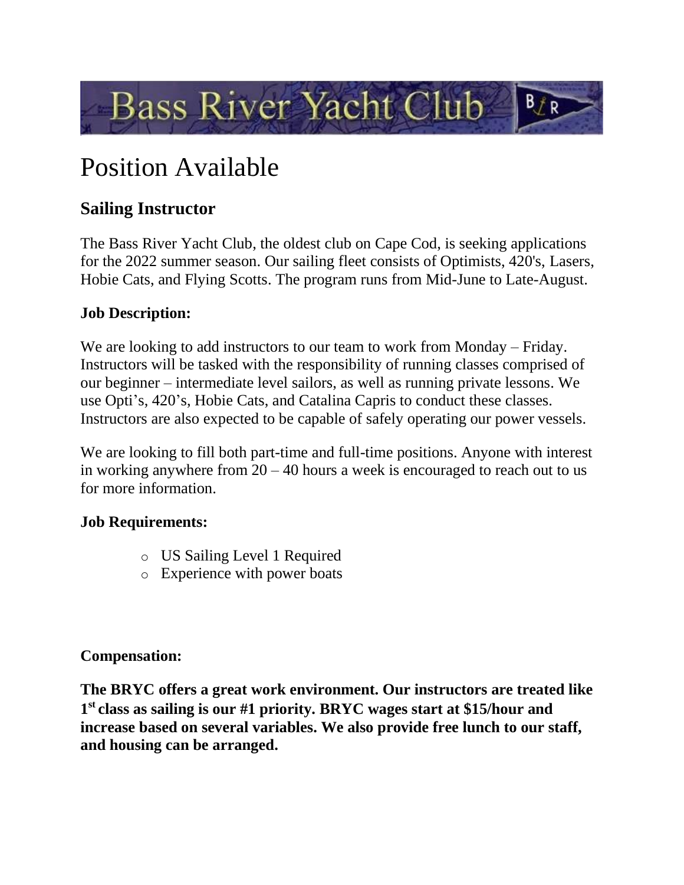# Bass River Yacht Club

# Position Available

## Sailing Instructor

The Bass River Yacht Club, the oldest club on Cape Cod, is seeking applications for the 2022 summer season. Our sailing fleet consists of Optimists, 420's, Lasers, Hobie Cats, and Flying Scotts. The program runs from Mid-June to Late-August.

**Job Description:**

We are looking to add instructors to our team to work from Monday – Friday. Instructors will be tasked with the responsibility of running classes comprised of our beginner – intermediate level sailors, as well as running private lessons. We use Opti's, 420's, Hobie Cats, and Catalina Capris to conduct these classes. Instructors are also expected to be capable of safely operating our power vessels.

We are looking to fill both part-time and full-time positions. Anyone with interest in working anywhere from 20 – 40 hours a week is encouraged to reach out to us for more information.

**Job Requirements:**

- US Sailing Level 1 Required
- Experience with power boats

**Compensation:**

**The BRYC offers a great work environment. Our instructors are treated like 1st class as sailing is our #1 priority. BRYC wages start at $15/hour and increase based on several variables. We also provide free lunch to our staff, and housing can be arranged.**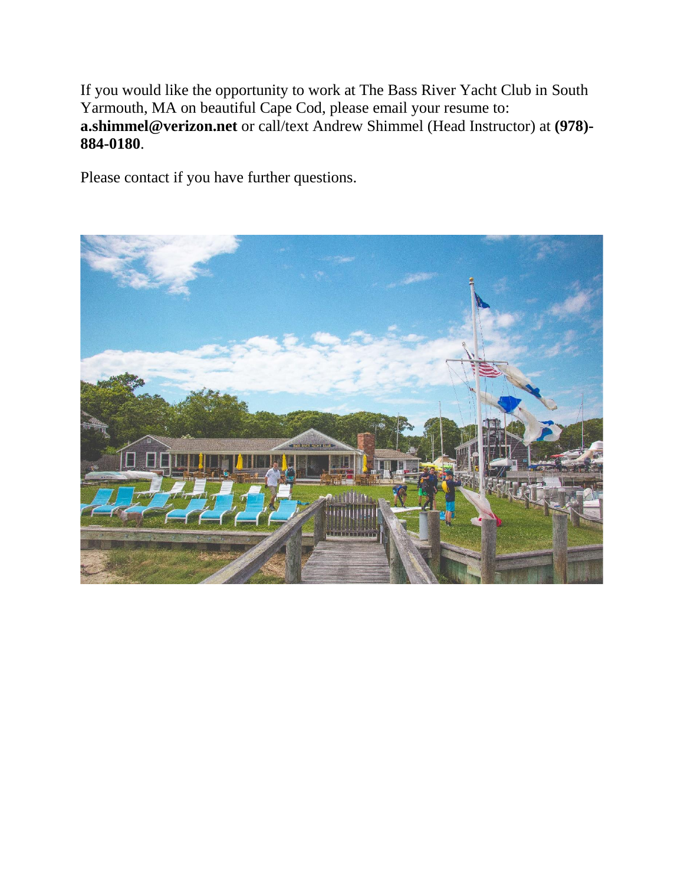If you would like the opportunity to work at The Bass River Yacht Club in South Yarmouth, MA on beautiful Cape Cod, please email your resume to: **a.shimmel@verizon.net** or call/text Andrew Shimmel (Head Instructor) at **(978)-884-0180**.

Please contact if you have further questions.